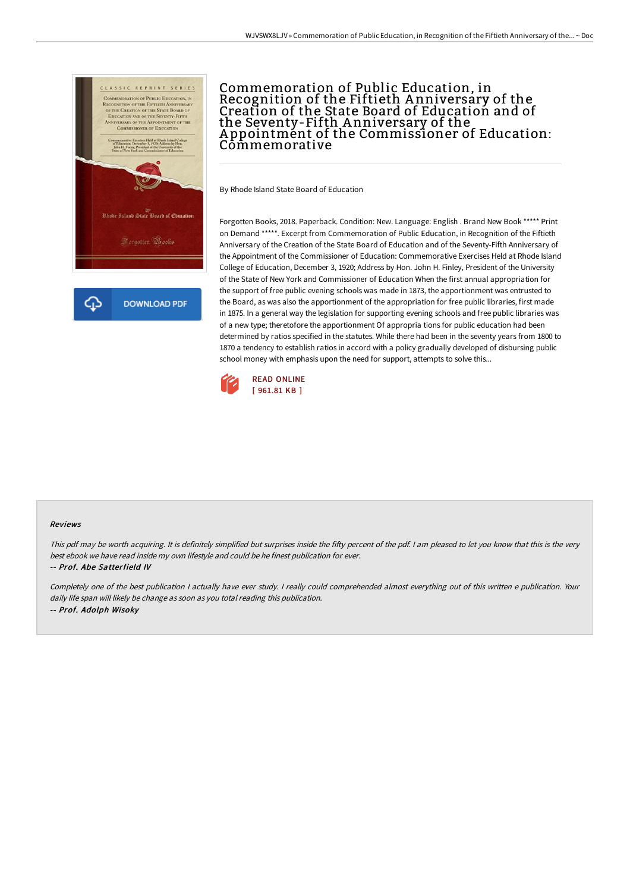# Commemoration of Public Education, in Recognition of the Fiftieth Anniversary of the Creation of the State Board of Education and of the Seventy-Fifth Anniversary of the Appointment of the Commissioner of Education: Commemorative

By Rhode Island State Board of Education

Forgotten Books, 2018. Paperback. Condition: New. Language: English . Brand New Book ***** Print on Demand *****. Excerpt from Commemoration of Public Education, in Recognition of the Fiftieth Anniversary of the Creation of the State Board of Education and of the Seventy-Fifth Anniversary of the Appointment of the Commissioner of Education: Commemorative Exercises Held at Rhode Island College of Education, December 3, 1920; Address by Hon. John H. Finley, President of the University of the State of New York and Commissioner of Education When the first annual appropriation for the support of free public evening schools was made in 1873, the apportionment was entrusted to the Board, as was also the apportionment of the appropriation for free public libraries, first made in 1875. In a general way the legislation for supporting evening schools and free public libraries was of a new type; theretofore the apportionment Of appropria tions for public education had been determined by ratios specified in the statutes. While there had been in the seventy years from 1800 to 1870 a tendency to establish ratios in accord with a policy gradually developed of disbursing public school money with emphasis upon the need for support, attempts to solve this...

READ ONLINE
[ 961.81 KB ]

## Reviews

*This pdf may be worth acquiring. It is definitely simplified but surprises inside the fifty percent of the pdf. I am pleased to let you know that this is the very best ebook we have read inside my own lifestyle and could be he finest publication for ever.*

*-- Prof. Abe Satterfield IV*

*Completely one of the best publication I actually have ever study. I really could comprehended almost everything out of this written e publication. Your daily life span will likely be change as soon as you total reading this publication.*

*-- Prof. Adolph Wisoky*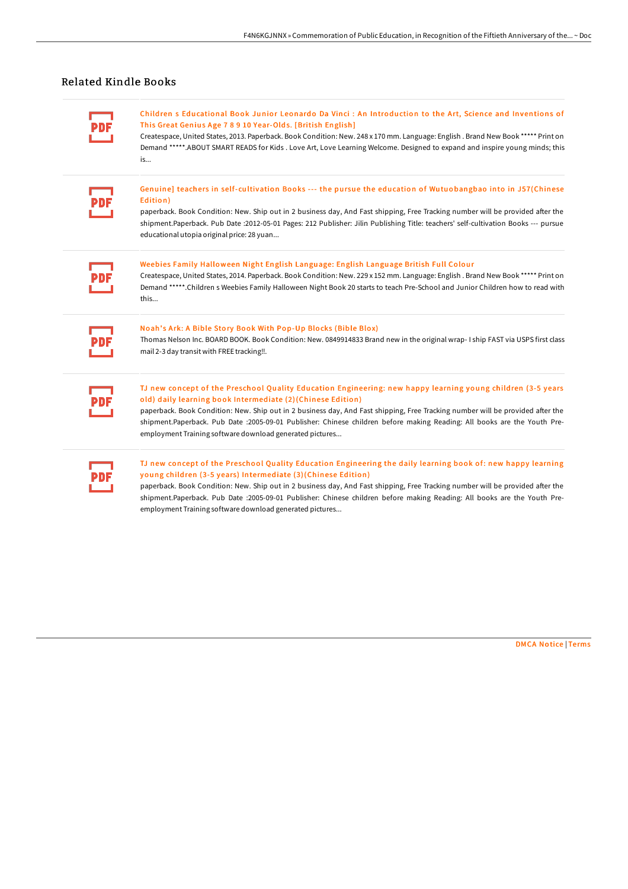## Related Kindle Books

**Children s Educational Book Junior Leonardo Da Vinci : An Introduction to the Art, Science and Inventions of This Great Genius Age 7 8 9 10 Year-Olds. [British English]**

Createspace, United States, 2013. Paperback. Book Condition: New. 248 x 170 mm. Language: English . Brand New Book ***** Print on Demand *****.ABOUT SMART READS for Kids . Love Art, Love Learning Welcome. Designed to expand and inspire young minds; this is...

**Genuine] teachers in self-cultivation Books --- the pursue the education of Wutuobangbao into in J57(Chinese Edition)**

paperback. Book Condition: New. Ship out in 2 business day, And Fast shipping, Free Tracking number will be provided after the shipment.Paperback. Pub Date :2012-05-01 Pages: 212 Publisher: Jilin Publishing Title: teachers' self-cultivation Books --- pursue educational utopia original price: 28 yuan...

**Weebies Family Halloween Night English Language: English Language British Full Colour**

Createspace, United States, 2014. Paperback. Book Condition: New. 229 x 152 mm. Language: English . Brand New Book ***** Print on Demand *****.Children s Weebies Family Halloween Night Book 20 starts to teach Pre-School and Junior Children how to read with this...

**Noah's Ark: A Bible Story Book With Pop-Up Blocks (Bible Blox)**

Thomas Nelson Inc. BOARD BOOK. Book Condition: New. 0849914833 Brand new in the original wrap- I ship FAST via USPS first class mail 2-3 day transit with FREE tracking!!.

**TJ new concept of the Preschool Quality Education Engineering: new happy learning young children (3-5 years old) daily learning book Intermediate (2)(Chinese Edition)**

paperback. Book Condition: New. Ship out in 2 business day, And Fast shipping, Free Tracking number will be provided after the shipment.Paperback. Pub Date :2005-09-01 Publisher: Chinese children before making Reading: All books are the Youth Pre-employment Training software download generated pictures...

**TJ new concept of the Preschool Quality Education Engineering the daily learning book of: new happy learning young children (3-5 years) Intermediate (3)(Chinese Edition)**

paperback. Book Condition: New. Ship out in 2 business day, And Fast shipping, Free Tracking number will be provided after the shipment.Paperback. Pub Date :2005-09-01 Publisher: Chinese children before making Reading: All books are the Youth Pre-employment Training software download generated pictures...